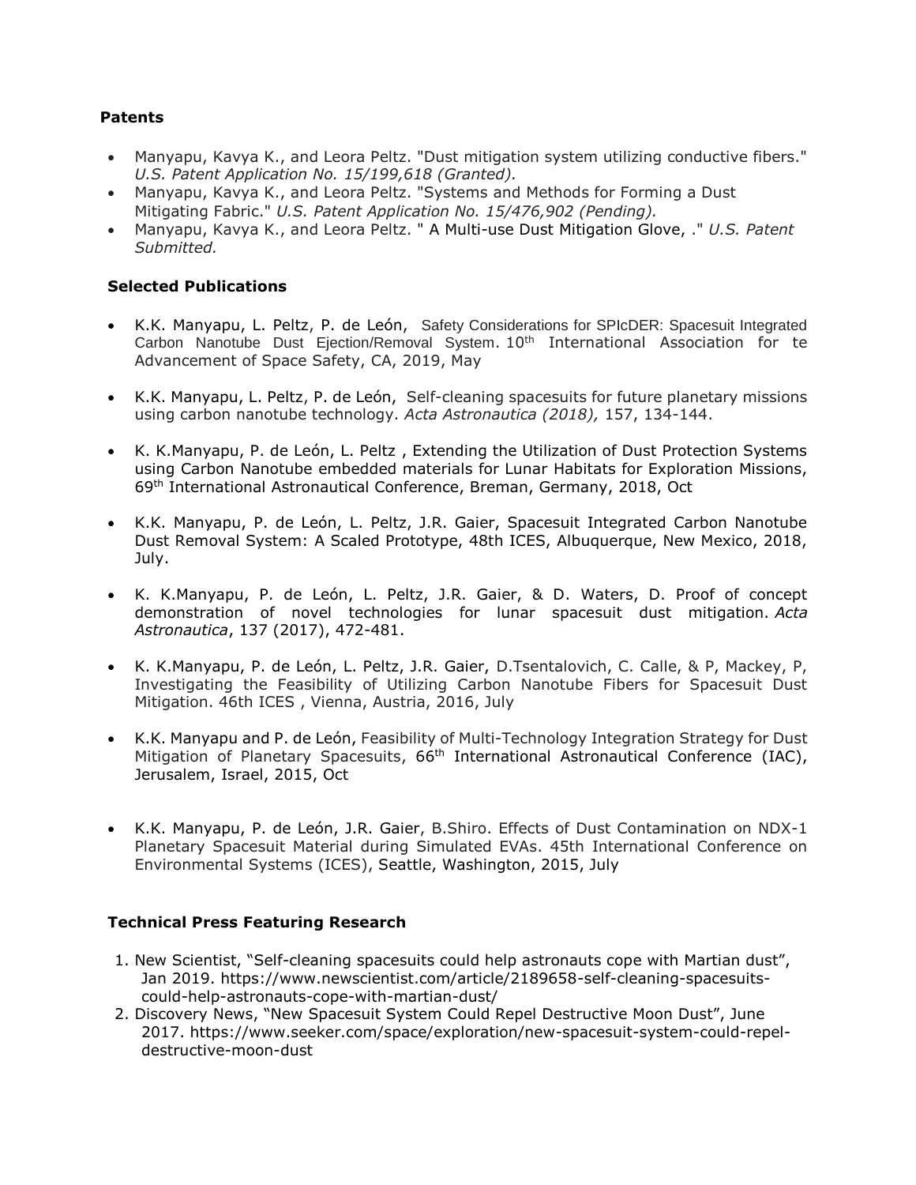### Patents

- Manyapu, Kavya K., and Leora Peltz. "Dust mitigation system utilizing conductive fibers." *U.S. Patent Application No. 15/199,618 (Granted).*
- Manyapu, Kavya K., and Leora Peltz. "Systems and Methods for Forming a Dust Mitigating Fabric." *U.S. Patent Application No. 15/476,902 (Pending).*
- Manyapu, Kavya K., and Leora Peltz. " A Multi-use Dust Mitigation Glove, ." *U.S. Patent Submitted.*

### Selected Publications

- K.K. Manyapu, L. Peltz, P. de León, Safety Considerations for SPIcDER: Spacesuit Integrated Carbon Nanotube Dust Ejection/Removal System. 10th International Association for te Advancement of Space Safety, CA, 2019, May

- K.K. Manyapu, L. Peltz, P. de León, Self-cleaning spacesuits for future planetary missions using carbon nanotube technology. *Acta Astronautica (2018),* 157, 134-144.

- K. K.Manyapu, P. de León, L. Peltz , Extending the Utilization of Dust Protection Systems using Carbon Nanotube embedded materials for Lunar Habitats for Exploration Missions, 69th International Astronautical Conference, Breman, Germany, 2018, Oct

- K.K. Manyapu, P. de León, L. Peltz, J.R. Gaier, Spacesuit Integrated Carbon Nanotube Dust Removal System: A Scaled Prototype, 48th ICES, Albuquerque, New Mexico, 2018, July.

- K. K.Manyapu, P. de León, L. Peltz, J.R. Gaier, & D. Waters, D. Proof of concept demonstration of novel technologies for lunar spacesuit dust mitigation. *Acta Astronautica*, 137 (2017), 472-481.

- K. K.Manyapu, P. de León, L. Peltz, J.R. Gaier, D.Tsentalovich, C. Calle, & P, Mackey, P, Investigating the Feasibility of Utilizing Carbon Nanotube Fibers for Spacesuit Dust Mitigation. 46th ICES , Vienna, Austria, 2016, July

- K.K. Manyapu and P. de León, Feasibility of Multi-Technology Integration Strategy for Dust Mitigation of Planetary Spacesuits, 66th International Astronautical Conference (IAC), Jerusalem, Israel, 2015, Oct

- K.K. Manyapu, P. de León, J.R. Gaier, B.Shiro. Effects of Dust Contamination on NDX-1 Planetary Spacesuit Material during Simulated EVAs. 45th International Conference on Environmental Systems (ICES), Seattle, Washington, 2015, July

### Technical Press Featuring Research

1. New Scientist, "Self-cleaning spacesuits could help astronauts cope with Martian dust", Jan 2019. https://www.newscientist.com/article/2189658-self-cleaning-spacesuits-could-help-astronauts-cope-with-martian-dust/
2. Discovery News, "New Spacesuit System Could Repel Destructive Moon Dust", June 2017. https://www.seeker.com/space/exploration/new-spacesuit-system-could-repel-destructive-moon-dust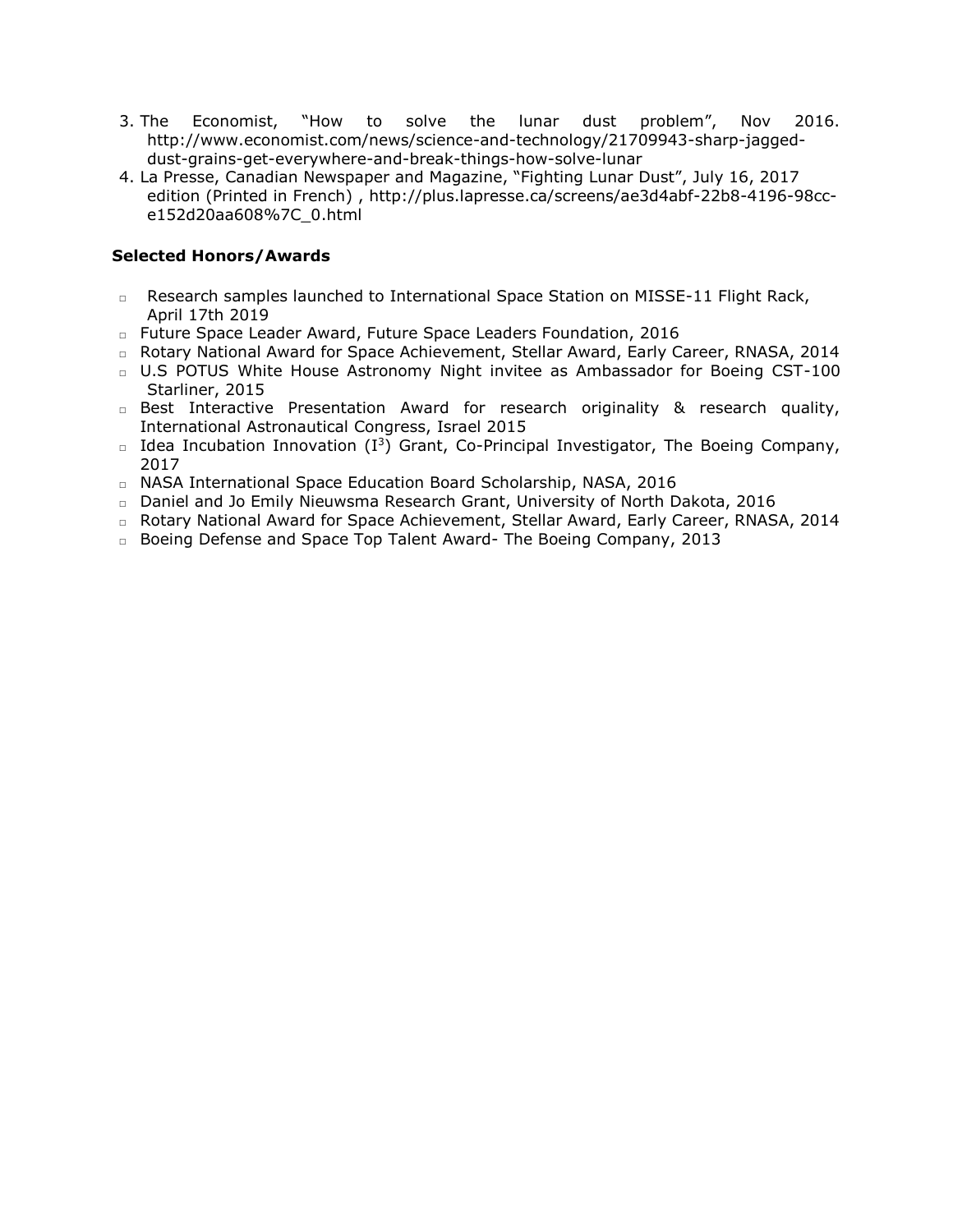3. The Economist, "How to solve the lunar dust problem", Nov 2016. http://www.economist.com/news/science-and-technology/21709943-sharp-jagged-dust-grains-get-everywhere-and-break-things-how-solve-lunar
4. La Presse, Canadian Newspaper and Magazine, "Fighting Lunar Dust", July 16, 2017 edition (Printed in French) , http://plus.lapresse.ca/screens/ae3d4abf-22b8-4196-98cc-e152d20aa608%7C_0.html

**Selected Honors/Awards**

- Research samples launched to International Space Station on MISSE-11 Flight Rack, April 17th 2019
- Future Space Leader Award, Future Space Leaders Foundation, 2016
- Rotary National Award for Space Achievement, Stellar Award, Early Career, RNASA, 2014
- U.S POTUS White House Astronomy Night invitee as Ambassador for Boeing CST-100 Starliner, 2015
- Best Interactive Presentation Award for research originality & research quality, International Astronautical Congress, Israel 2015
- Idea Incubation Innovation ($I^3$) Grant, Co-Principal Investigator, The Boeing Company, 2017
- NASA International Space Education Board Scholarship, NASA, 2016
- Daniel and Jo Emily Nieuwsma Research Grant, University of North Dakota, 2016
- Rotary National Award for Space Achievement, Stellar Award, Early Career, RNASA, 2014
- Boeing Defense and Space Top Talent Award- The Boeing Company, 2013